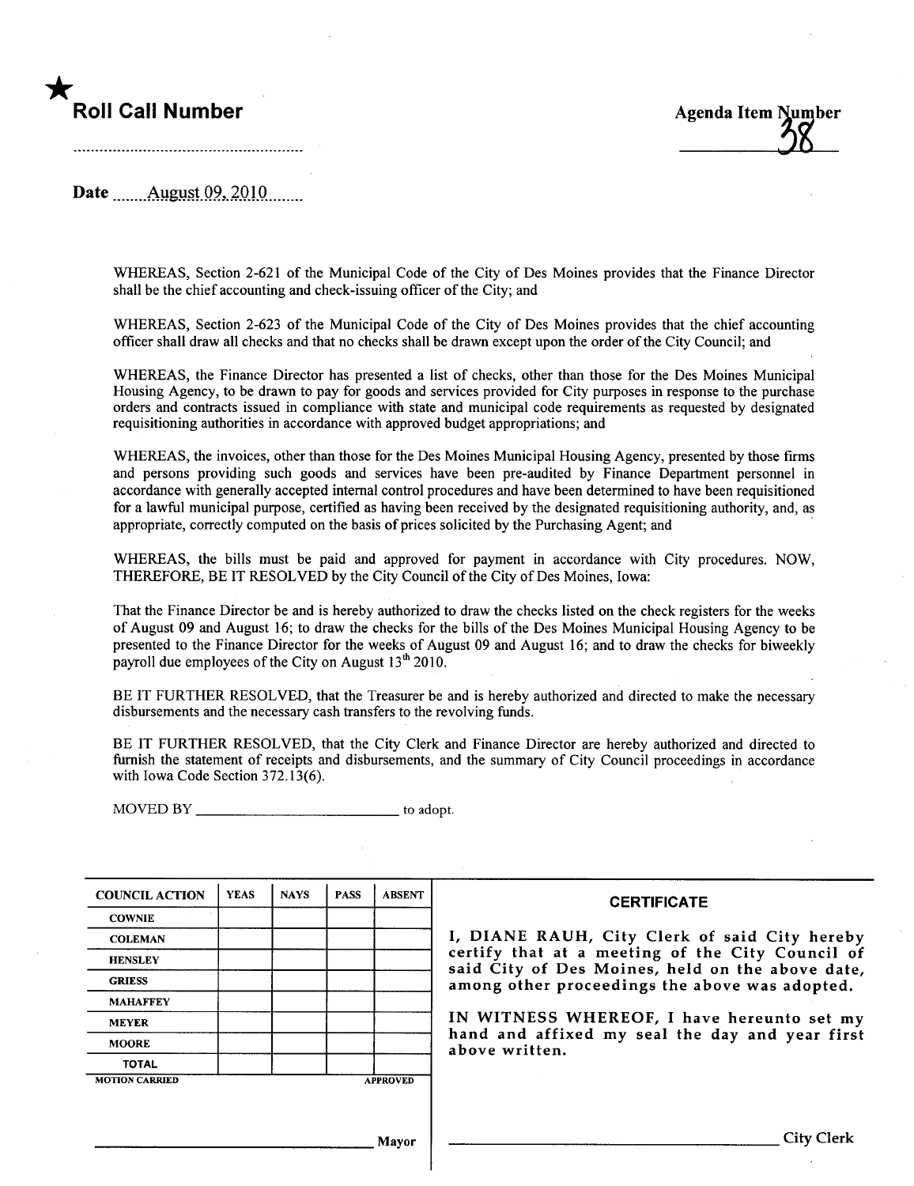★ **Roll Call Number**

**Agenda Item Number**

38

**Date** August 09, 2010

WHEREAS, Section 2-621 of the Municipal Code of the City of Des Moines provides that the Finance Director shall be the chief accounting and check-issuing officer of the City; and

WHEREAS, Section 2-623 of the Municipal Code of the City of Des Moines provides that the chief accounting officer shall draw all checks and that no checks shall be drawn except upon the order of the City Council; and

WHEREAS, the Finance Director has presented a list of checks, other than those for the Des Moines Municipal Housing Agency, to be drawn to pay for goods and services provided for City purposes in response to the purchase orders and contracts issued in compliance with state and municipal code requirements as requested by designated requisitioning authorities in accordance with approved budget appropriations; and

WHEREAS, the invoices, other than those for the Des Moines Municipal Housing Agency, presented by those firms and persons providing such goods and services have been pre-audited by Finance Department personnel in accordance with generally accepted internal control procedures and have been determined to have been requisitioned for a lawful municipal purpose, certified as having been received by the designated requisitioning authority, and, as appropriate, correctly computed on the basis of prices solicited by the Purchasing Agent; and

WHEREAS, the bills must be paid and approved for payment in accordance with City procedures. NOW, THEREFORE, BE IT RESOLVED by the City Council of the City of Des Moines, Iowa:

That the Finance Director be and is hereby authorized to draw the checks listed on the check registers for the weeks of August 09 and August 16; to draw the checks for the bills of the Des Moines Municipal Housing Agency to be presented to the Finance Director for the weeks of August 09 and August 16; and to draw the checks for biweekly payroll due employees of the City on August 13th 2010.

BE IT FURTHER RESOLVED, that the Treasurer be and is hereby authorized and directed to make the necessary disbursements and the necessary cash transfers to the revolving funds.

BE IT FURTHER RESOLVED, that the City Clerk and Finance Director are hereby authorized and directed to furnish the statement of receipts and disbursements, and the summary of City Council proceedings in accordance with Iowa Code Section 372.13(6).

MOVED BY ____________________ to adopt.

| COUNCIL ACTION | YEAS | NAYS | PASS | ABSENT |
|---|---|---|---|---|
| COWNIE | | | | |
| COLEMAN | | | | |
| HENSLEY | | | | |
| GRIESS | | | | |
| MAHAFFEY | | | | |
| MEYER | | | | |
| MOORE | | | | |
| TOTAL | | | | |

MOTION CARRIED APPROVED

____________________ Mayor

**CERTIFICATE**

I, DIANE RAUH, City Clerk of said City hereby certify that at a meeting of the City Council of said City of Des Moines, held on the above date, among other proceedings the above was adopted.

IN WITNESS WHEREOF, I have hereunto set my hand and affixed my seal the day and year first above written.

____________________ City Clerk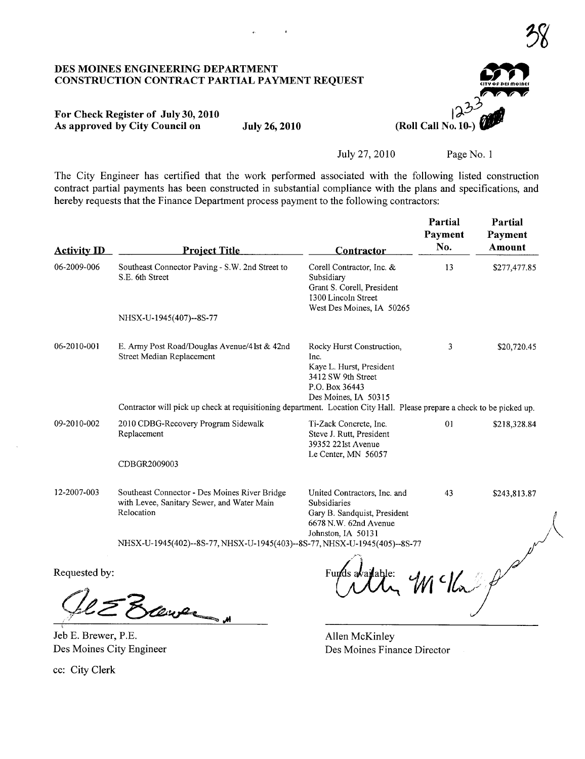38

**DES MOINES ENGINEERING DEPARTMENT**
**CONSTRUCTION CONTRACT PARTIAL PAYMENT REQUEST**

**For Check Register of July 30, 2010**
**As approved by City Council on July 26, 2010** **(Roll Call No. 10-) 1233**

July 27, 2010 Page No. 1

The City Engineer has certified that the work performed associated with the following listed construction contract partial payments has been constructed in substantial compliance with the plans and specifications, and hereby requests that the Finance Department process payment to the following contractors:

| Activity ID | Project Title | Contractor | Partial Payment No. | Partial Payment Amount |
|---|---|---|---|---|
| 06-2009-006 | Southeast Connector Paving - S.W. 2nd Street to S.E. 6th Street<br>NHSX-U-1945(407)--8S-77 | Corell Contractor, Inc. & Subsidiary<br>Grant S. Corell, President<br>1300 Lincoln Street<br>West Des Moines, IA 50265 | 13 | $277,477.85 |
| 06-2010-001 | E. Army Post Road/Douglas Avenue/41st & 42nd Street Median Replacement | Rocky Hurst Construction, Inc.<br>Kaye L. Hurst, President<br>3412 SW 9th Street<br>P.O. Box 36443<br>Des Moines, IA 50315 | 3 | $20,720.45 |
| | Contractor will pick up check at requisitioning department. Location City Hall. Please prepare a check to be picked up. | | | |
| 09-2010-002 | 2010 CDBG-Recovery Program Sidewalk Replacement<br>CDBGR2009003 | Ti-Zack Concrete, Inc.<br>Steve J. Rutt, President<br>39352 221st Avenue<br>Le Center, MN 56057 | 01 | $218,328.84 |
| 12-2007-003 | Southeast Connector - Des Moines River Bridge with Levee, Sanitary Sewer, and Water Main Relocation<br>NHSX-U-1945(402)--8S-77, NHSX-U-1945(403)--8S-77, NHSX-U-1945(405)--8S-77 | United Contractors, Inc. and Subsidiaries<br>Gary B. Sandquist, President<br>6678 N.W. 62nd Avenue<br>Johnston, IA 50131 | 43 | $243,813.87 |

Requested by:

Jeb E. Brewer, P.E.
Des Moines City Engineer

Funds available:

Allen McKinley
Des Moines Finance Director

cc: City Clerk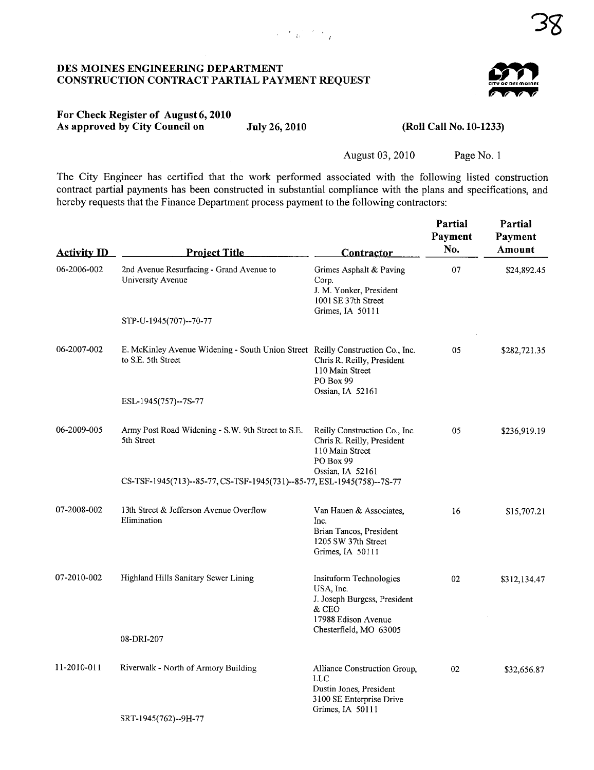# DES MOINES ENGINEERING DEPARTMENT
# CONSTRUCTION CONTRACT PARTIAL PAYMENT REQUEST

**For Check Register of August 6, 2010**
**As approved by City Council on July 26, 2010 (Roll Call No. 10-1233)**

August 03, 2010 Page No. 1

The City Engineer has certified that the work performed associated with the following listed construction contract partial payments has been constructed in substantial compliance with the plans and specifications, and hereby requests that the Finance Department process payment to the following contractors:

| Activity ID | Project Title | Contractor | Partial Payment No. | Partial Payment Amount |
|---|---|---|---|---|
| 06-2006-002 | 2nd Avenue Resurfacing - Grand Avenue to University Avenue<br>STP-U-1945(707)--70-77 | Grimes Asphalt & Paving Corp.<br>J. M. Yonker, President<br>1001 SE 37th Street<br>Grimes, IA 50111 | 07 | $24,892.45 |
| 06-2007-002 | E. McKinley Avenue Widening - South Union Street to S.E. 5th Street<br>ESL-1945(757)--7S-77 | Reilly Construction Co., Inc.<br>Chris R. Reilly, President<br>110 Main Street<br>PO Box 99<br>Ossian, IA 52161 | 05 | $282,721.35 |
| 06-2009-005 | Army Post Road Widening - S.W. 9th Street to S.E. 5th Street<br>CS-TSF-1945(713)--85-77, CS-TSF-1945(731)--85-77, ESL-1945(758)--7S-77 | Reilly Construction Co., Inc.<br>Chris R. Reilly, President<br>110 Main Street<br>PO Box 99<br>Ossian, IA 52161 | 05 | $236,919.19 |
| 07-2008-002 | 13th Street & Jefferson Avenue Overflow Elimination | Van Hauen & Associates, Inc.<br>Brian Tancos, President<br>1205 SW 37th Street<br>Grimes, IA 50111 | 16 | $15,707.21 |
| 07-2010-002 | Highland Hills Sanitary Sewer Lining<br>08-DRI-207 | Insituform Technologies USA, Inc.<br>J. Joseph Burgess, President & CEO<br>17988 Edison Avenue<br>Chesterfield, MO 63005 | 02 | $312,134.47 |
| 11-2010-011 | Riverwalk - North of Armory Building<br>SRT-1945(762)--9H-77 | Alliance Construction Group, LLC<br>Dustin Jones, President<br>3100 SE Enterprise Drive<br>Grimes, IA 50111 | 02 | $32,656.87 |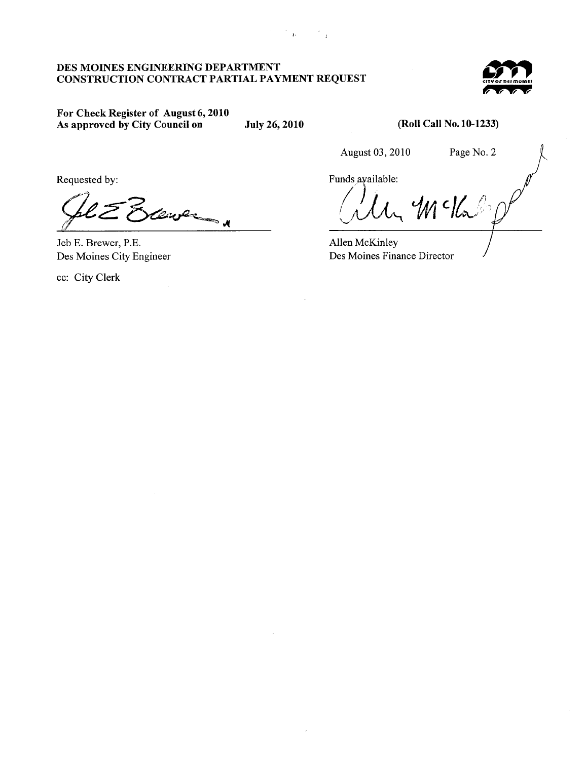**DES MOINES ENGINEERING DEPARTMENT**
**CONSTRUCTION CONTRACT PARTIAL PAYMENT REQUEST**

**For Check Register of August 6, 2010**
**As approved by City Council on July 26, 2010 (Roll Call No. 10-1233)**

August 03, 2010

Page No. 2

Requested by:

Jeb E. Brewer, P.E.
Des Moines City Engineer

cc: City Clerk

Funds available:

Allen McKinley
Des Moines Finance Director